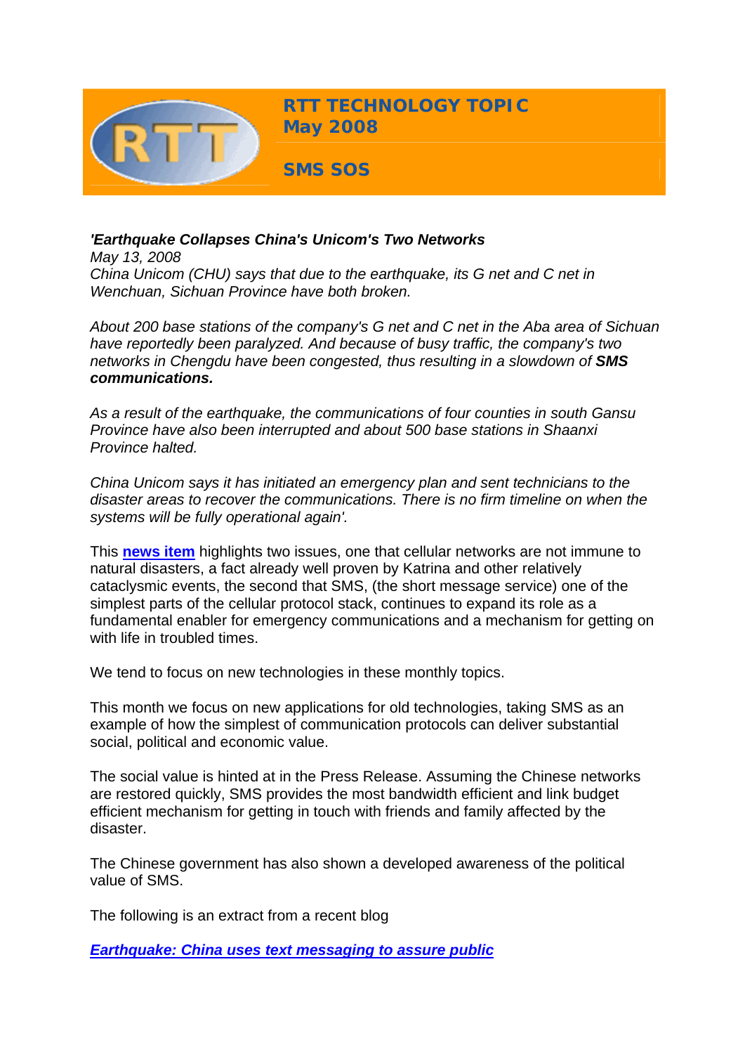# RTT TECHNOLOGY TOPIC
## May 2008

## SMS SOS

***'Earthquake Collapses China's Unicom's Two Networks***

*May 13, 2008*

*China Unicom (CHU) says that due to the earthquake, its G net and C net in Wenchuan, Sichuan Province have both broken.*

*About 200 base stations of the company's G net and C net in the Aba area of Sichuan have reportedly been paralyzed. And because of busy traffic, the company's two networks in Chengdu have been congested, thus resulting in a slowdown of **SMS communications.***

*As a result of the earthquake, the communications of four counties in south Gansu Province have also been interrupted and about 500 base stations in Shaanxi Province halted.*

*China Unicom says it has initiated an emergency plan and sent technicians to the disaster areas to recover the communications. There is no firm timeline on when the systems will be fully operational again'.*

This **news item** highlights two issues, one that cellular networks are not immune to natural disasters, a fact already well proven by Katrina and other relatively cataclysmic events, the second that SMS, (the short message service) one of the simplest parts of the cellular protocol stack, continues to expand its role as a fundamental enabler for emergency communications and a mechanism for getting on with life in troubled times.

We tend to focus on new technologies in these monthly topics.

This month we focus on new applications for old technologies, taking SMS as an example of how the simplest of communication protocols can deliver substantial social, political and economic value.

The social value is hinted at in the Press Release. Assuming the Chinese networks are restored quickly, SMS provides the most bandwidth efficient and link budget efficient mechanism for getting in touch with friends and family affected by the disaster.

The Chinese government has also shown a developed awareness of the political value of SMS.

The following is an extract from a recent blog

***Earthquake: China uses text messaging to assure public***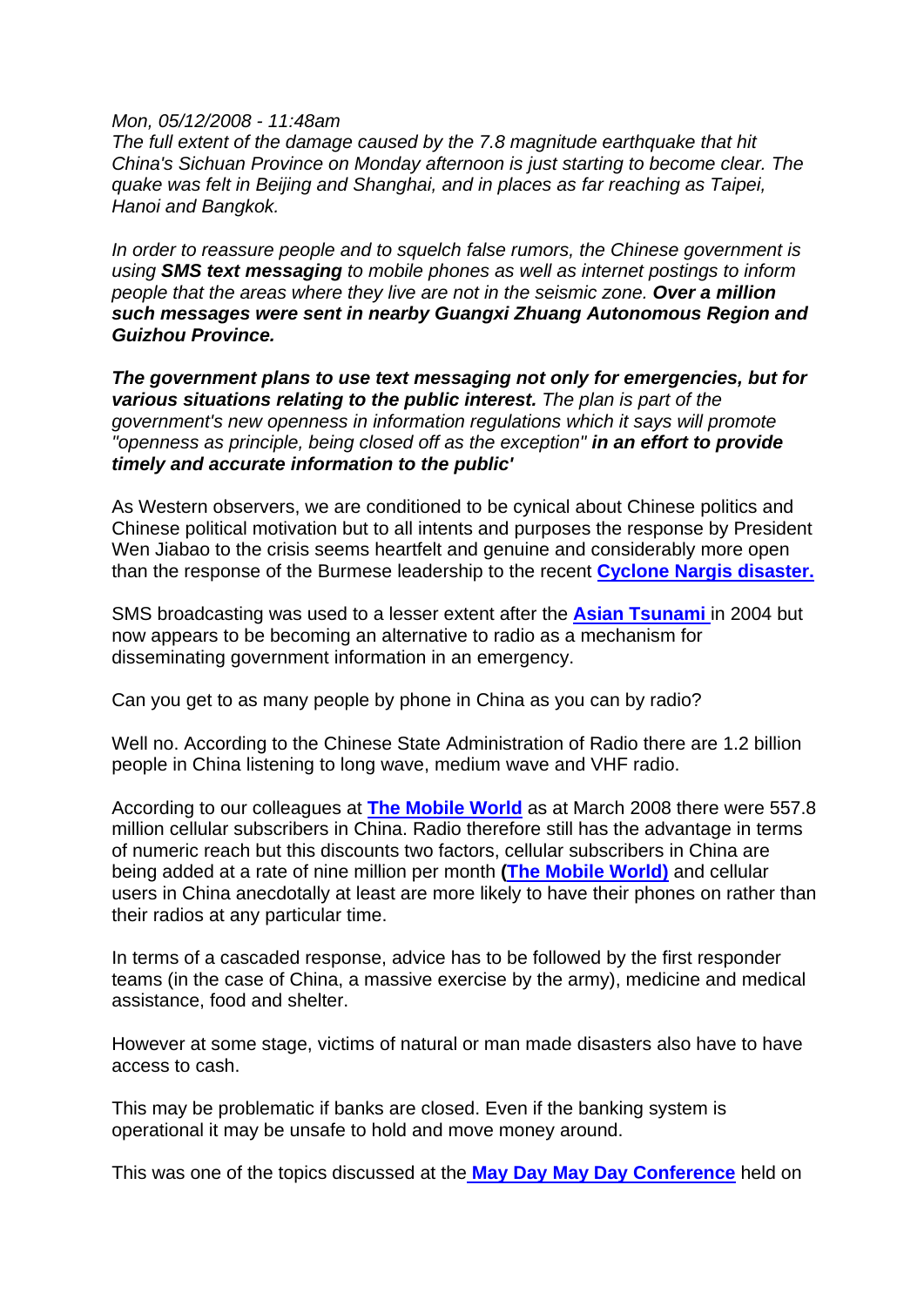*Mon, 05/12/2008 - 11:48am*
*The full extent of the damage caused by the 7.8 magnitude earthquake that hit China's Sichuan Province on Monday afternoon is just starting to become clear. The quake was felt in Beijing and Shanghai, and in places as far reaching as Taipei, Hanoi and Bangkok.*

*In order to reassure people and to squelch false rumors, the Chinese government is using **SMS text messaging** to mobile phones as well as internet postings to inform people that the areas where they live are not in the seismic zone. **Over a million such messages were sent in nearby Guangxi Zhuang Autonomous Region and Guizhou Province.***

***The government plans to use text messaging not only for emergencies, but for various situations relating to the public interest.** The plan is part of the government's new openness in information regulations which it says will promote "openness as principle, being closed off as the exception" **in an effort to provide timely and accurate information to the public'***

As Western observers, we are conditioned to be cynical about Chinese politics and Chinese political motivation but to all intents and purposes the response by President Wen Jiabao to the crisis seems heartfelt and genuine and considerably more open than the response of the Burmese leadership to the recent **Cyclone Nargis disaster.**

SMS broadcasting was used to a lesser extent after the **Asian Tsunami** in 2004 but now appears to be becoming an alternative to radio as a mechanism for disseminating government information in an emergency.

Can you get to as many people by phone in China as you can by radio?

Well no. According to the Chinese State Administration of Radio there are 1.2 billion people in China listening to long wave, medium wave and VHF radio.

According to our colleagues at **The Mobile World** as at March 2008 there were 557.8 million cellular subscribers in China. Radio therefore still has the advantage in terms of numeric reach but this discounts two factors, cellular subscribers in China are being added at a rate of nine million per month **(The Mobile World)** and cellular users in China anecdotally at least are more likely to have their phones on rather than their radios at any particular time.

In terms of a cascaded response, advice has to be followed by the first responder teams (in the case of China, a massive exercise by the army), medicine and medical assistance, food and shelter.

However at some stage, victims of natural or man made disasters also have to have access to cash.

This may be problematic if banks are closed. Even if the banking system is operational it may be unsafe to hold and move money around.

This was one of the topics discussed at the **May Day May Day Conference** held on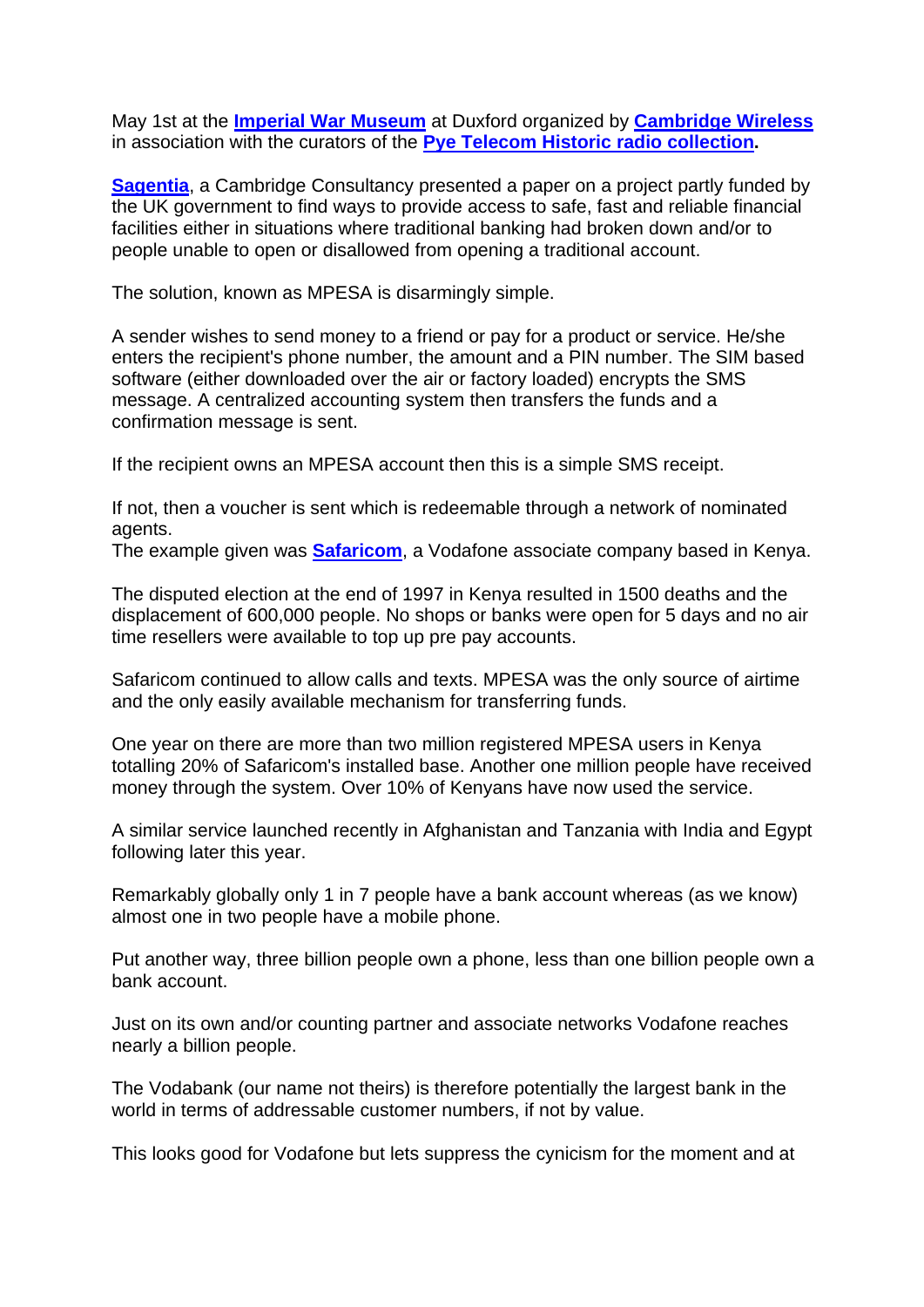May 1st at the **Imperial War Museum** at Duxford organized by **Cambridge Wireless** in association with the curators of the **Pye Telecom Historic radio collection.**

**Sagentia**, a Cambridge Consultancy presented a paper on a project partly funded by the UK government to find ways to provide access to safe, fast and reliable financial facilities either in situations where traditional banking had broken down and/or to people unable to open or disallowed from opening a traditional account.

The solution, known as MPESA is disarmingly simple.

A sender wishes to send money to a friend or pay for a product or service. He/she enters the recipient's phone number, the amount and a PIN number. The SIM based software (either downloaded over the air or factory loaded) encrypts the SMS message. A centralized accounting system then transfers the funds and a confirmation message is sent.

If the recipient owns an MPESA account then this is a simple SMS receipt.

If not, then a voucher is sent which is redeemable through a network of nominated agents.
The example given was **Safaricom**, a Vodafone associate company based in Kenya.

The disputed election at the end of 1997 in Kenya resulted in 1500 deaths and the displacement of 600,000 people. No shops or banks were open for 5 days and no air time resellers were available to top up pre pay accounts.

Safaricom continued to allow calls and texts. MPESA was the only source of airtime and the only easily available mechanism for transferring funds.

One year on there are more than two million registered MPESA users in Kenya totalling 20% of Safaricom's installed base. Another one million people have received money through the system. Over 10% of Kenyans have now used the service.

A similar service launched recently in Afghanistan and Tanzania with India and Egypt following later this year.

Remarkably globally only 1 in 7 people have a bank account whereas (as we know) almost one in two people have a mobile phone.

Put another way, three billion people own a phone, less than one billion people own a bank account.

Just on its own and/or counting partner and associate networks Vodafone reaches nearly a billion people.

The Vodabank (our name not theirs) is therefore potentially the largest bank in the world in terms of addressable customer numbers, if not by value.

This looks good for Vodafone but lets suppress the cynicism for the moment and at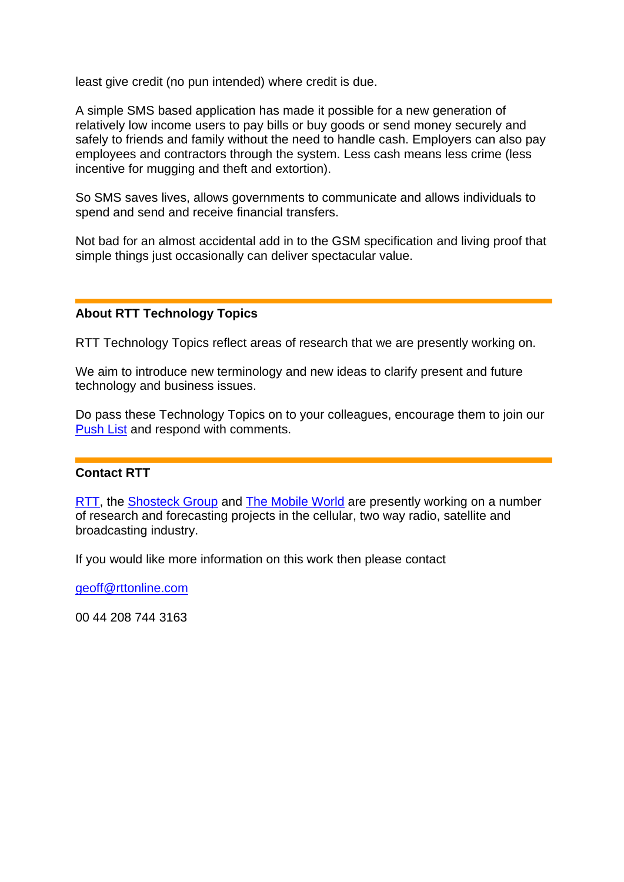least give credit (no pun intended) where credit is due.

A simple SMS based application has made it possible for a new generation of relatively low income users to pay bills or buy goods or send money securely and safely to friends and family without the need to handle cash. Employers can also pay employees and contractors through the system. Less cash means less crime (less incentive for mugging and theft and extortion).

So SMS saves lives, allows governments to communicate and allows individuals to spend and send and receive financial transfers.

Not bad for an almost accidental add in to the GSM specification and living proof that simple things just occasionally can deliver spectacular value.

---

**About RTT Technology Topics**

RTT Technology Topics reflect areas of research that we are presently working on.

We aim to introduce new terminology and new ideas to clarify present and future technology and business issues.

Do pass these Technology Topics on to your colleagues, encourage them to join our Push List and respond with comments.

---

**Contact RTT**

RTT, the Shosteck Group and The Mobile World are presently working on a number of research and forecasting projects in the cellular, two way radio, satellite and broadcasting industry.

If you would like more information on this work then please contact

geoff@rttonline.com

00 44 208 744 3163